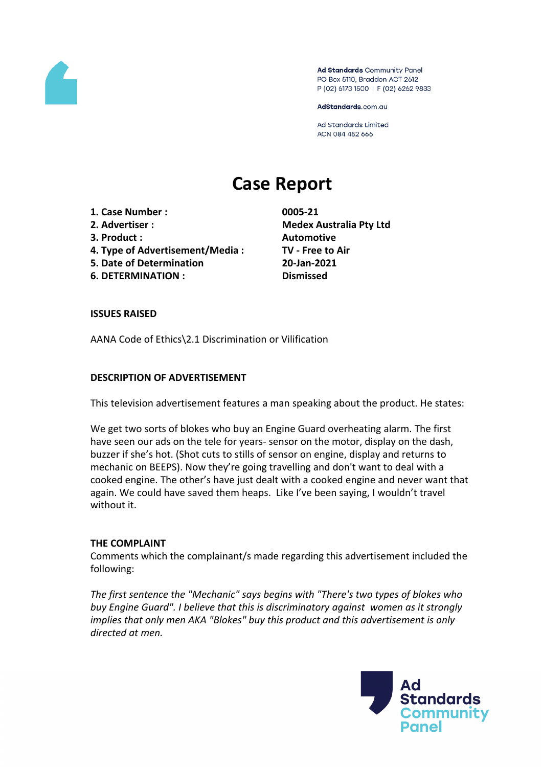Ad Standards Community Panel
PO Box 5110, Braddon ACT 2612
P (02) 6173 1500 | F (02) 6262 9833

AdStandards.com.au

Ad Standards Limited
ACN 084 452 666

# Case Report

| | |
|---|---|
| **1. Case Number :** | **0005-21** |
| **2. Advertiser :** | **Medex Australia Pty Ltd** |
| **3. Product :** | **Automotive** |
| **4. Type of Advertisement/Media :** | **TV - Free to Air** |
| **5. Date of Determination** | **20-Jan-2021** |
| **6. DETERMINATION :** | **Dismissed** |

**ISSUES RAISED**

AANA Code of Ethics\2.1 Discrimination or Vilification

**DESCRIPTION OF ADVERTISEMENT**

This television advertisement features a man speaking about the product. He states:

We get two sorts of blokes who buy an Engine Guard overheating alarm. The first have seen our ads on the tele for years- sensor on the motor, display on the dash, buzzer if she's hot. (Shot cuts to stills of sensor on engine, display and returns to mechanic on BEEPS). Now they're going travelling and don't want to deal with a cooked engine. The other's have just dealt with a cooked engine and never want that again. We could have saved them heaps. Like I've been saying, I wouldn't travel without it.

**THE COMPLAINT**

Comments which the complainant/s made regarding this advertisement included the following:

*The first sentence the "Mechanic" says begins with "There's two types of blokes who buy Engine Guard". I believe that this is discriminatory against women as it strongly implies that only men AKA "Blokes" buy this product and this advertisement is only directed at men.*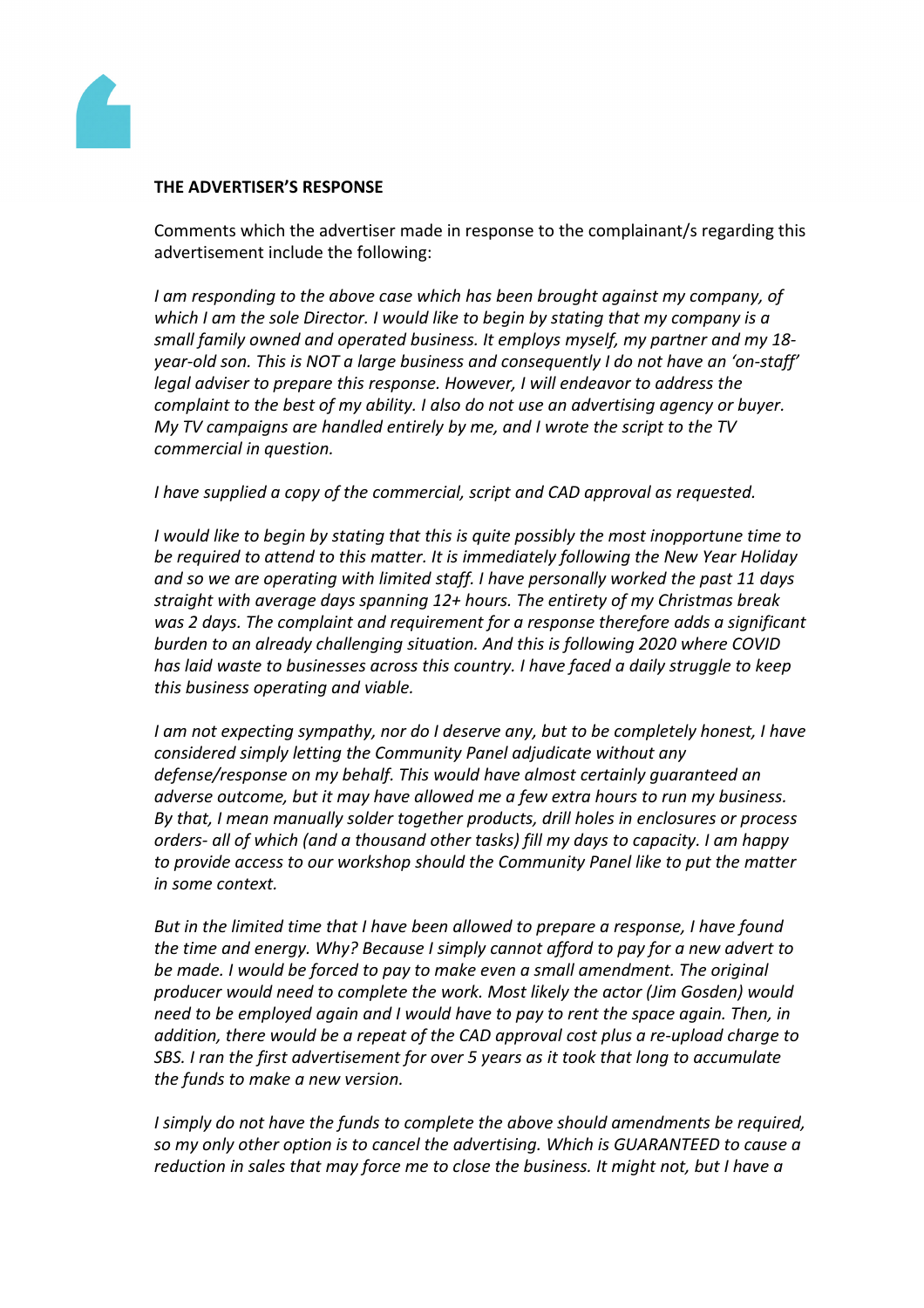**THE ADVERTISER'S RESPONSE**

Comments which the advertiser made in response to the complainant/s regarding this advertisement include the following:

*I am responding to the above case which has been brought against my company, of which I am the sole Director. I would like to begin by stating that my company is a small family owned and operated business. It employs myself, my partner and my 18-year-old son. This is NOT a large business and consequently I do not have an 'on-staff' legal adviser to prepare this response. However, I will endeavor to address the complaint to the best of my ability. I also do not use an advertising agency or buyer. My TV campaigns are handled entirely by me, and I wrote the script to the TV commercial in question.*

*I have supplied a copy of the commercial, script and CAD approval as requested.*

*I would like to begin by stating that this is quite possibly the most inopportune time to be required to attend to this matter. It is immediately following the New Year Holiday and so we are operating with limited staff. I have personally worked the past 11 days straight with average days spanning 12+ hours. The entirety of my Christmas break was 2 days. The complaint and requirement for a response therefore adds a significant burden to an already challenging situation. And this is following 2020 where COVID has laid waste to businesses across this country. I have faced a daily struggle to keep this business operating and viable.*

*I am not expecting sympathy, nor do I deserve any, but to be completely honest, I have considered simply letting the Community Panel adjudicate without any defense/response on my behalf. This would have almost certainly guaranteed an adverse outcome, but it may have allowed me a few extra hours to run my business. By that, I mean manually solder together products, drill holes in enclosures or process orders- all of which (and a thousand other tasks) fill my days to capacity. I am happy to provide access to our workshop should the Community Panel like to put the matter in some context.*

*But in the limited time that I have been allowed to prepare a response, I have found the time and energy. Why? Because I simply cannot afford to pay for a new advert to be made. I would be forced to pay to make even a small amendment. The original producer would need to complete the work. Most likely the actor (Jim Gosden) would need to be employed again and I would have to pay to rent the space again. Then, in addition, there would be a repeat of the CAD approval cost plus a re-upload charge to SBS. I ran the first advertisement for over 5 years as it took that long to accumulate the funds to make a new version.*

*I simply do not have the funds to complete the above should amendments be required, so my only other option is to cancel the advertising. Which is GUARANTEED to cause a reduction in sales that may force me to close the business. It might not, but I have a*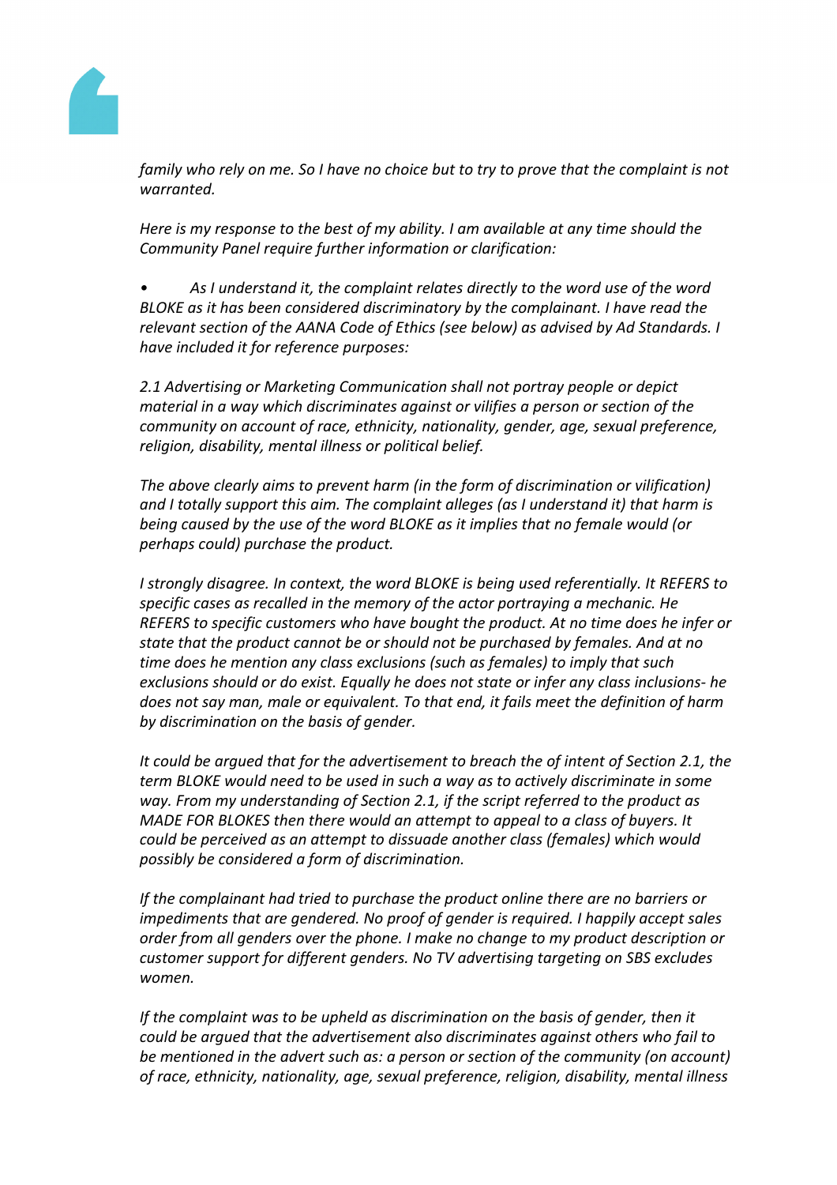*family who rely on me. So I have no choice but to try to prove that the complaint is not warranted.*

*Here is my response to the best of my ability. I am available at any time should the Community Panel require further information or clarification:*

- *As I understand it, the complaint relates directly to the word use of the word BLOKE as it has been considered discriminatory by the complainant. I have read the relevant section of the AANA Code of Ethics (see below) as advised by Ad Standards. I have included it for reference purposes:*

*2.1 Advertising or Marketing Communication shall not portray people or depict material in a way which discriminates against or vilifies a person or section of the community on account of race, ethnicity, nationality, gender, age, sexual preference, religion, disability, mental illness or political belief.*

*The above clearly aims to prevent harm (in the form of discrimination or vilification) and I totally support this aim. The complaint alleges (as I understand it) that harm is being caused by the use of the word BLOKE as it implies that no female would (or perhaps could) purchase the product.*

*I strongly disagree. In context, the word BLOKE is being used referentially. It REFERS to specific cases as recalled in the memory of the actor portraying a mechanic. He REFERS to specific customers who have bought the product. At no time does he infer or state that the product cannot be or should not be purchased by females. And at no time does he mention any class exclusions (such as females) to imply that such exclusions should or do exist. Equally he does not state or infer any class inclusions- he does not say man, male or equivalent. To that end, it fails meet the definition of harm by discrimination on the basis of gender.*

*It could be argued that for the advertisement to breach the of intent of Section 2.1, the term BLOKE would need to be used in such a way as to actively discriminate in some way. From my understanding of Section 2.1, if the script referred to the product as MADE FOR BLOKES then there would an attempt to appeal to a class of buyers. It could be perceived as an attempt to dissuade another class (females) which would possibly be considered a form of discrimination.*

*If the complainant had tried to purchase the product online there are no barriers or impediments that are gendered. No proof of gender is required. I happily accept sales order from all genders over the phone. I make no change to my product description or customer support for different genders. No TV advertising targeting on SBS excludes women.*

*If the complaint was to be upheld as discrimination on the basis of gender, then it could be argued that the advertisement also discriminates against others who fail to be mentioned in the advert such as: a person or section of the community (on account) of race, ethnicity, nationality, age, sexual preference, religion, disability, mental illness*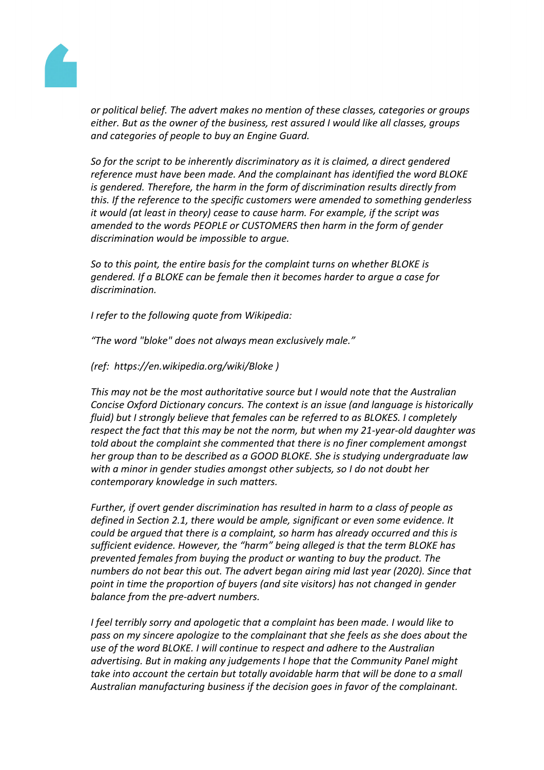*or political belief. The advert makes no mention of these classes, categories or groups either. But as the owner of the business, rest assured I would like all classes, groups and categories of people to buy an Engine Guard.*

*So for the script to be inherently discriminatory as it is claimed, a direct gendered reference must have been made. And the complainant has identified the word BLOKE is gendered. Therefore, the harm in the form of discrimination results directly from this. If the reference to the specific customers were amended to something genderless it would (at least in theory) cease to cause harm. For example, if the script was amended to the words PEOPLE or CUSTOMERS then harm in the form of gender discrimination would be impossible to argue.*

*So to this point, the entire basis for the complaint turns on whether BLOKE is gendered. If a BLOKE can be female then it becomes harder to argue a case for discrimination.*

*I refer to the following quote from Wikipedia:*

*“The word "bloke" does not always mean exclusively male.”*

*(ref: https://en.wikipedia.org/wiki/Bloke )*

*This may not be the most authoritative source but I would note that the Australian Concise Oxford Dictionary concurs. The context is an issue (and language is historically fluid) but I strongly believe that females can be referred to as BLOKES. I completely respect the fact that this may be not the norm, but when my 21-year-old daughter was told about the complaint she commented that there is no finer complement amongst her group than to be described as a GOOD BLOKE. She is studying undergraduate law with a minor in gender studies amongst other subjects, so I do not doubt her contemporary knowledge in such matters.*

*Further, if overt gender discrimination has resulted in harm to a class of people as defined in Section 2.1, there would be ample, significant or even some evidence. It could be argued that there is a complaint, so harm has already occurred and this is sufficient evidence. However, the “harm” being alleged is that the term BLOKE has prevented females from buying the product or wanting to buy the product. The numbers do not bear this out. The advert began airing mid last year (2020). Since that point in time the proportion of buyers (and site visitors) has not changed in gender balance from the pre-advert numbers.*

*I feel terribly sorry and apologetic that a complaint has been made. I would like to pass on my sincere apologize to the complainant that she feels as she does about the use of the word BLOKE. I will continue to respect and adhere to the Australian advertising. But in making any judgements I hope that the Community Panel might take into account the certain but totally avoidable harm that will be done to a small Australian manufacturing business if the decision goes in favor of the complainant.*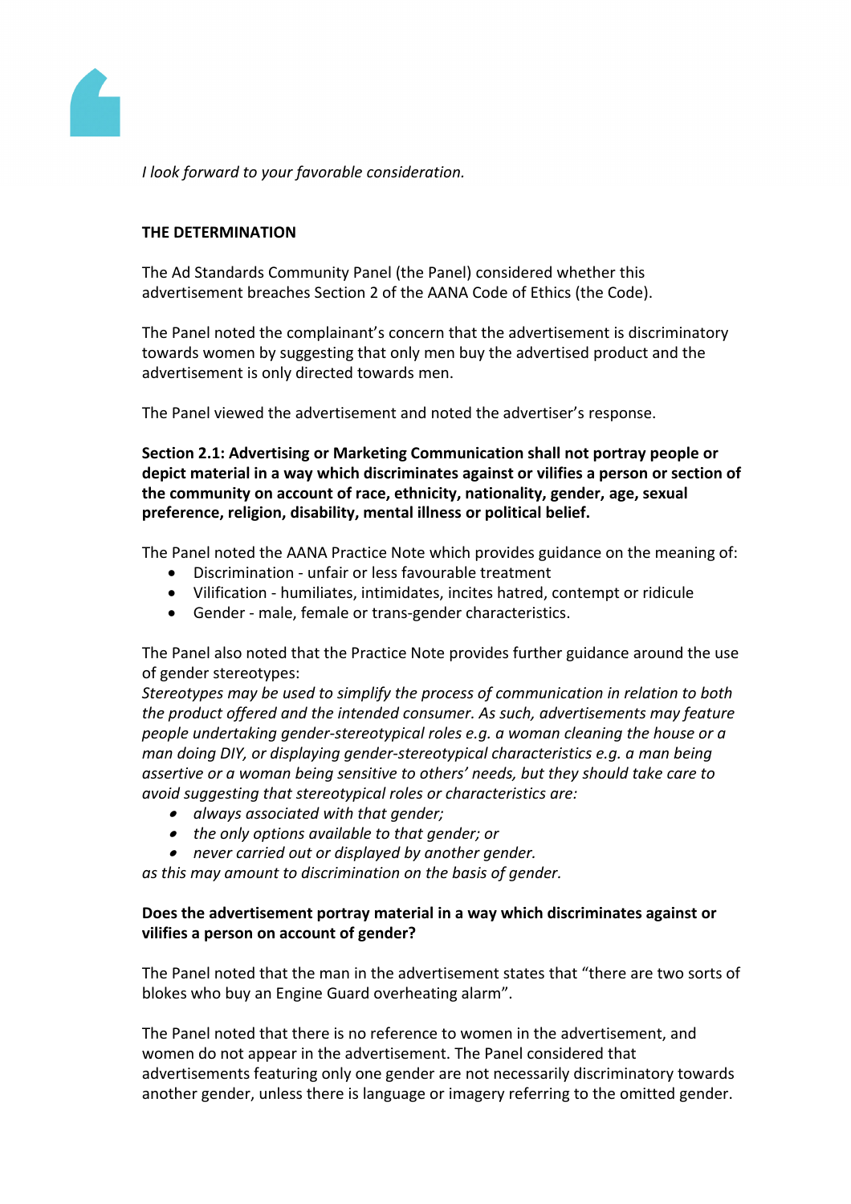*I look forward to your favorable consideration.*

**THE DETERMINATION**

The Ad Standards Community Panel (the Panel) considered whether this advertisement breaches Section 2 of the AANA Code of Ethics (the Code).

The Panel noted the complainant's concern that the advertisement is discriminatory towards women by suggesting that only men buy the advertised product and the advertisement is only directed towards men.

The Panel viewed the advertisement and noted the advertiser's response.

**Section 2.1: Advertising or Marketing Communication shall not portray people or depict material in a way which discriminates against or vilifies a person or section of the community on account of race, ethnicity, nationality, gender, age, sexual preference, religion, disability, mental illness or political belief.**

The Panel noted the AANA Practice Note which provides guidance on the meaning of:

- Discrimination - unfair or less favourable treatment
- Vilification - humiliates, intimidates, incites hatred, contempt or ridicule
- Gender - male, female or trans-gender characteristics.

The Panel also noted that the Practice Note provides further guidance around the use of gender stereotypes:

*Stereotypes may be used to simplify the process of communication in relation to both the product offered and the intended consumer. As such, advertisements may feature people undertaking gender-stereotypical roles e.g. a woman cleaning the house or a man doing DIY, or displaying gender-stereotypical characteristics e.g. a man being assertive or a woman being sensitive to others' needs, but they should take care to avoid suggesting that stereotypical roles or characteristics are:*

- *always associated with that gender;*
- *the only options available to that gender; or*
- *never carried out or displayed by another gender.*

*as this may amount to discrimination on the basis of gender.*

**Does the advertisement portray material in a way which discriminates against or vilifies a person on account of gender?**

The Panel noted that the man in the advertisement states that "there are two sorts of blokes who buy an Engine Guard overheating alarm".

The Panel noted that there is no reference to women in the advertisement, and women do not appear in the advertisement. The Panel considered that advertisements featuring only one gender are not necessarily discriminatory towards another gender, unless there is language or imagery referring to the omitted gender.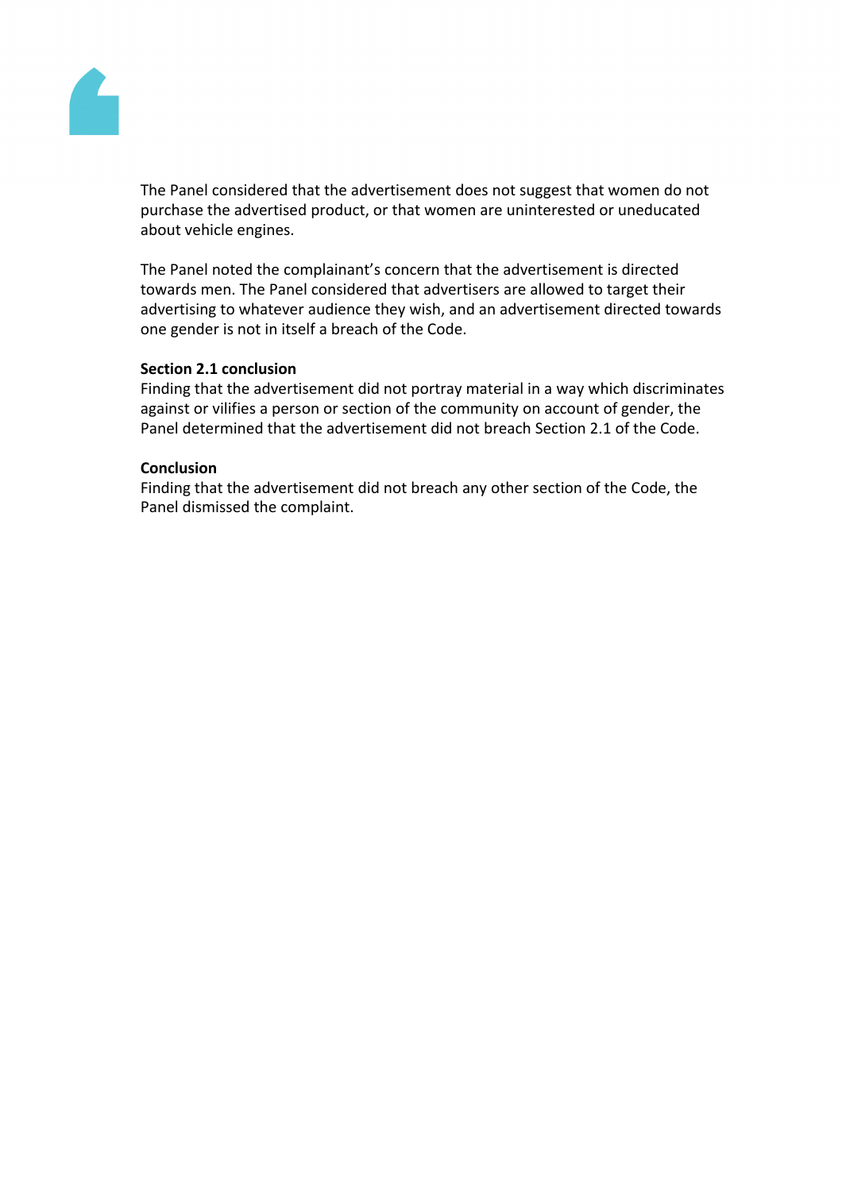The Panel considered that the advertisement does not suggest that women do not purchase the advertised product, or that women are uninterested or uneducated about vehicle engines.

The Panel noted the complainant's concern that the advertisement is directed towards men. The Panel considered that advertisers are allowed to target their advertising to whatever audience they wish, and an advertisement directed towards one gender is not in itself a breach of the Code.

**Section 2.1 conclusion**
Finding that the advertisement did not portray material in a way which discriminates against or vilifies a person or section of the community on account of gender, the Panel determined that the advertisement did not breach Section 2.1 of the Code.

**Conclusion**
Finding that the advertisement did not breach any other section of the Code, the Panel dismissed the complaint.